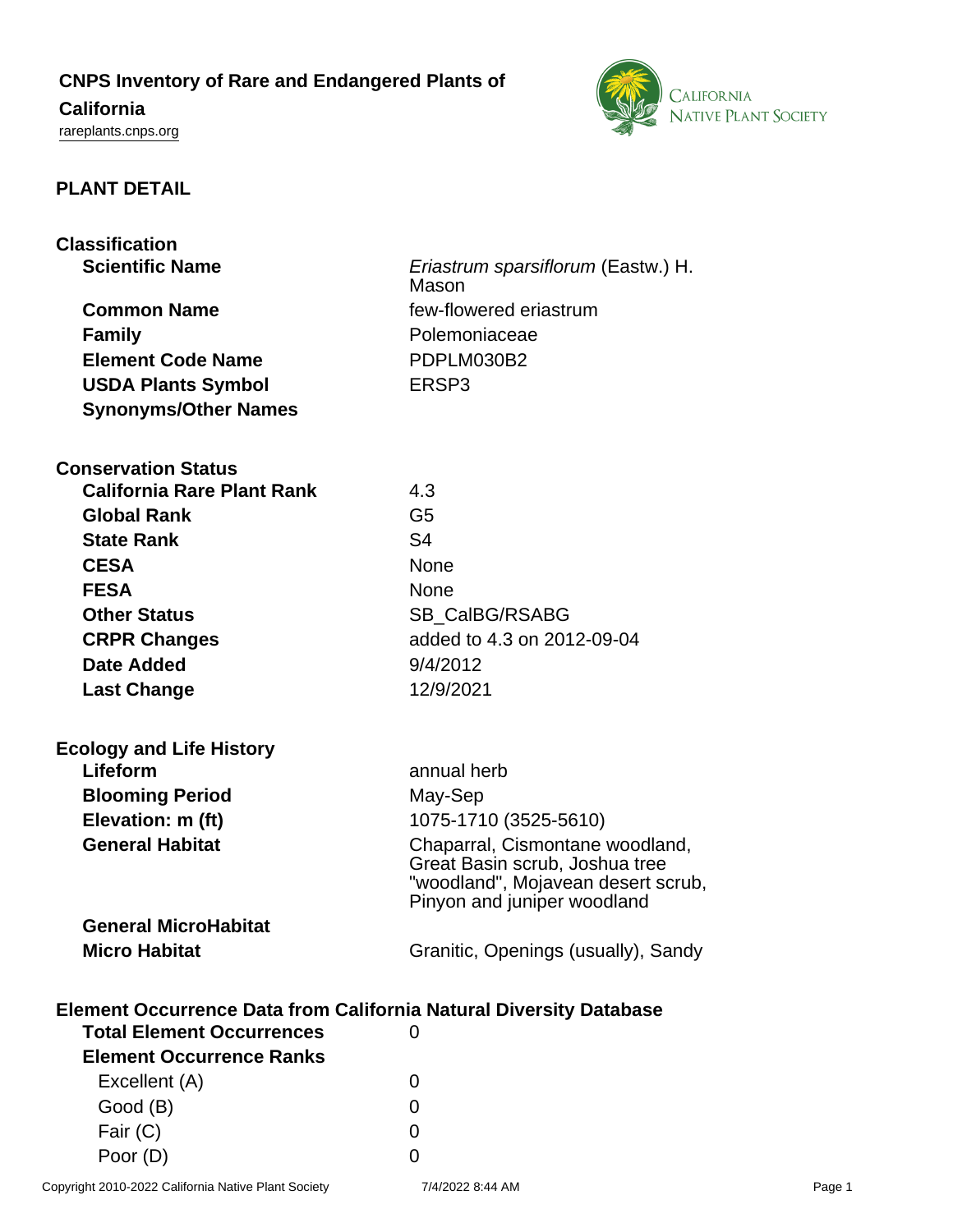# CNPS Inventory of Rare and Endangered Plants of California

rareplants.cnps.org

## PLANT DETAIL

### Classification

| | |
|---|---|
| **Scientific Name** | *Eriastrum sparsiflorum* (Eastw.) H. Mason |
| **Common Name** | few-flowered eriastrum |
| **Family** | Polemoniaceae |
| **Element Code Name** | PDPLM030B2 |
| **USDA Plants Symbol** | ERSP3 |
| **Synonyms/Other Names** | |

### Conservation Status

| | |
|---|---|
| **California Rare Plant Rank** | 4.3 |
| **Global Rank** | G5 |
| **State Rank** | S4 |
| **CESA** | None |
| **FESA** | None |
| **Other Status** | SB_CalBG/RSABG |
| **CRPR Changes** | added to 4.3 on 2012-09-04 |
| **Date Added** | 9/4/2012 |
| **Last Change** | 12/9/2021 |

### Ecology and Life History

| | |
|---|---|
| **Lifeform** | annual herb |
| **Blooming Period** | May-Sep |
| **Elevation: m (ft)** | 1075-1710 (3525-5610) |
| **General Habitat** | Chaparral, Cismontane woodland, Great Basin scrub, Joshua tree "woodland", Mojavean desert scrub, Pinyon and juniper woodland |
| **General MicroHabitat** | |
| **Micro Habitat** | Granitic, Openings (usually), Sandy |

### Element Occurrence Data from California Natural Diversity Database

| | |
|---|---|
| **Total Element Occurrences** | 0 |
| **Element Occurrence Ranks** | |
| Excellent (A) | 0 |
| Good (B) | 0 |
| Fair (C) | 0 |
| Poor (D) | 0 |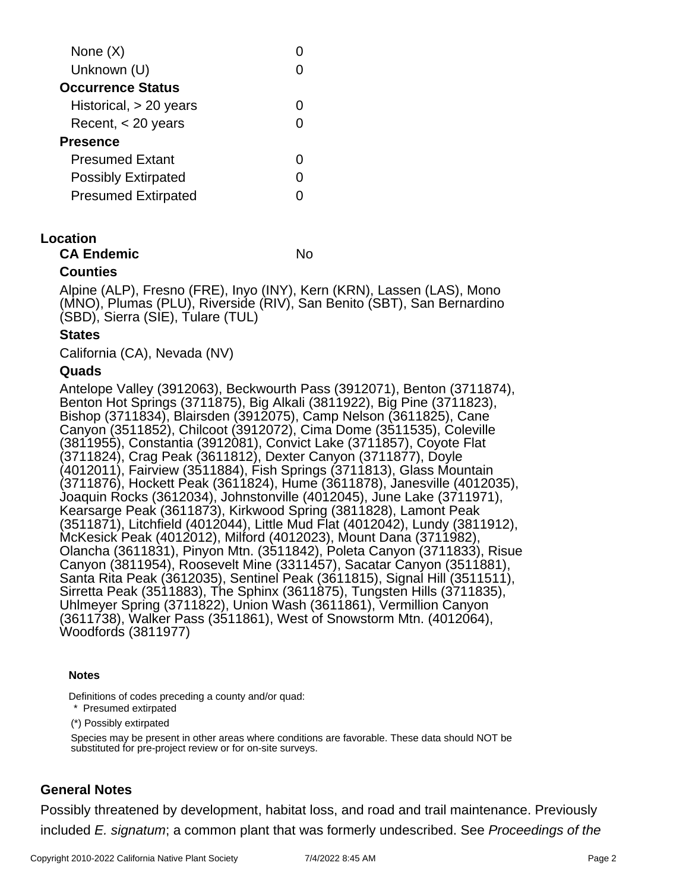| | |
|---|---|
| None (X) | 0 |
| Unknown (U) | 0 |
| **Occurrence Status** | |
| Historical, > 20 years | 0 |
| Recent, < 20 years | 0 |
| **Presence** | |
| Presumed Extant | 0 |
| Possibly Extirpated | 0 |
| Presumed Extirpated | 0 |

## Location

**CA Endemic** No

### Counties

Alpine (ALP), Fresno (FRE), Inyo (INY), Kern (KRN), Lassen (LAS), Mono (MNO), Plumas (PLU), Riverside (RIV), San Benito (SBT), San Bernardino (SBD), Sierra (SIE), Tulare (TUL)

### States

California (CA), Nevada (NV)

### Quads

Antelope Valley (3912063), Beckwourth Pass (3912071), Benton (3711874), Benton Hot Springs (3711875), Big Alkali (3811922), Big Pine (3711823), Bishop (3711834), Blairsden (3912075), Camp Nelson (3611825), Cane Canyon (3511852), Chilcoot (3912072), Cima Dome (3511535), Coleville (3811955), Constantia (3912081), Convict Lake (3711857), Coyote Flat (3711824), Crag Peak (3611812), Dexter Canyon (3711877), Doyle (4012011), Fairview (3511884), Fish Springs (3711813), Glass Mountain (3711876), Hockett Peak (3611824), Hume (3611878), Janesville (4012035), Joaquin Rocks (3612034), Johnstonville (4012045), June Lake (3711971), Kearsarge Peak (3611873), Kirkwood Spring (3811828), Lamont Peak (3511871), Litchfield (4012044), Little Mud Flat (4012042), Lundy (3811912), McKesick Peak (4012012), Milford (4012023), Mount Dana (3711982), Olancha (3611831), Pinyon Mtn. (3511842), Poleta Canyon (3711833), Risue Canyon (3811954), Roosevelt Mine (3311457), Sacatar Canyon (3511881), Santa Rita Peak (3612035), Sentinel Peak (3611815), Signal Hill (3511511), Sirretta Peak (3511883), The Sphinx (3611875), Tungsten Hills (3711835), Uhlmeyer Spring (3711822), Union Wash (3611861), Vermillion Canyon (3611738), Walker Pass (3511861), West of Snowstorm Mtn. (4012064), Woodfords (3811977)

**Notes**

Definitions of codes preceding a county and/or quad:

\* Presumed extirpated

(*) Possibly extirpated

Species may be present in other areas where conditions are favorable. These data should NOT be substituted for pre-project review or for on-site surveys.

## General Notes

Possibly threatened by development, habitat loss, and road and trail maintenance. Previously included *E. signatum*; a common plant that was formerly undescribed. See *Proceedings of the*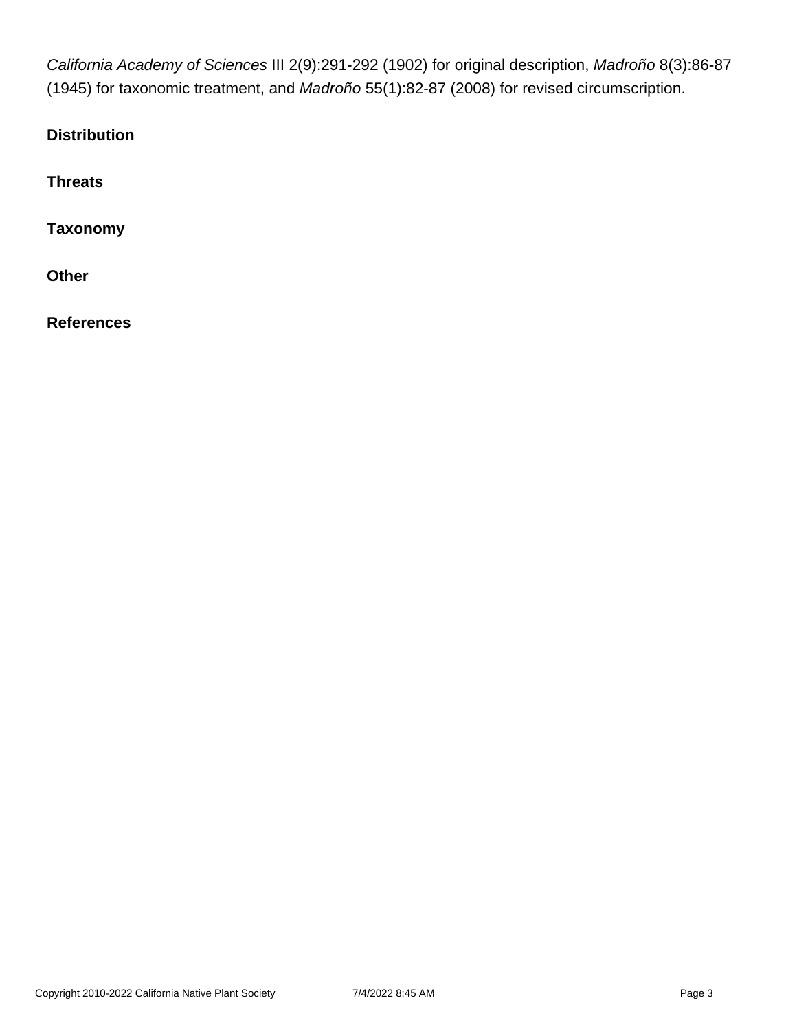*California Academy of Sciences* III 2(9):291-292 (1902) for original description, *Madroño* 8(3):86-87 (1945) for taxonomic treatment, and *Madroño* 55(1):82-87 (2008) for revised circumscription.

**Distribution**

**Threats**

**Taxonomy**

**Other**

**References**